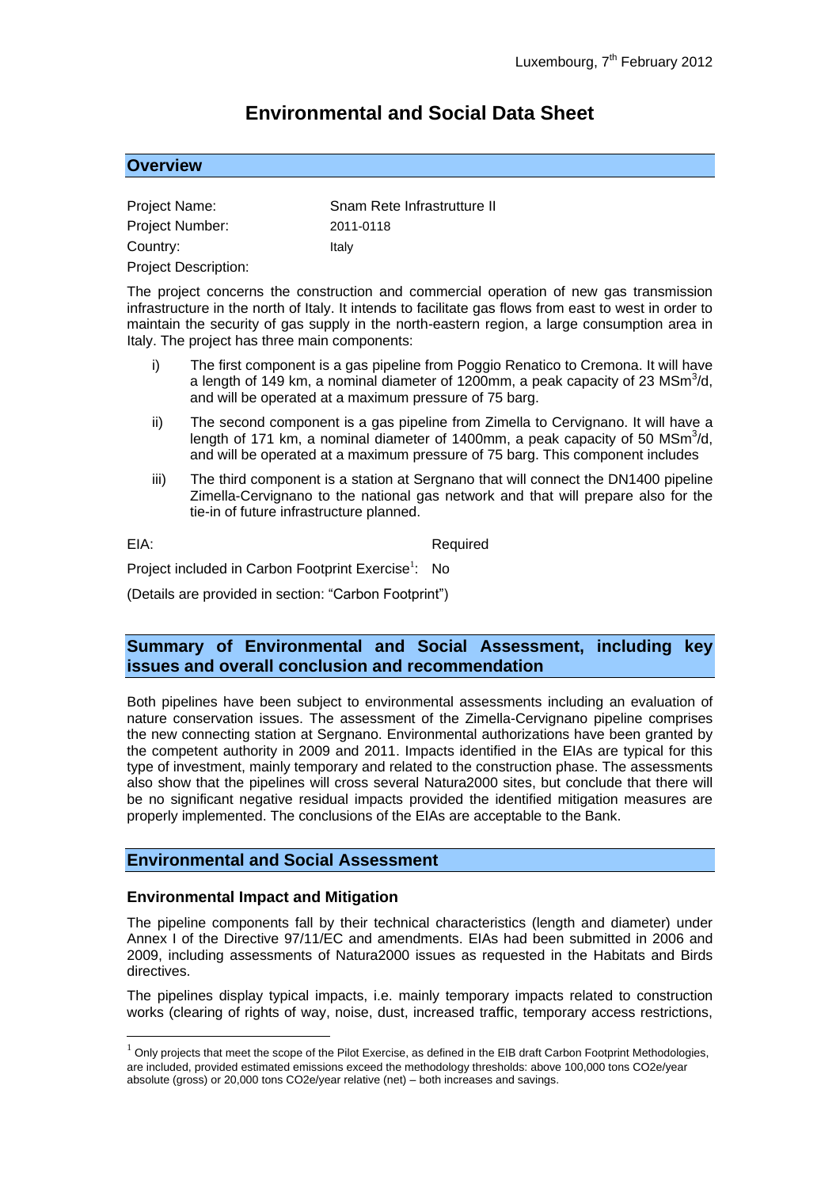Luxembourg, 7th February 2012

# Environmental and Social Data Sheet

## Overview

Project Name: Snam Rete Infrastrutture II

Project Number: 2011-0118

Country: Italy

Project Description:

The project concerns the construction and commercial operation of new gas transmission infrastructure in the north of Italy. It intends to facilitate gas flows from east to west in order to maintain the security of gas supply in the north-eastern region, a large consumption area in Italy. The project has three main components:

i) The first component is a gas pipeline from Poggio Renatico to Cremona. It will have a length of 149 km, a nominal diameter of 1200mm, a peak capacity of 23 $MSm^3/d$, and will be operated at a maximum pressure of 75 barg.

ii) The second component is a gas pipeline from Zimella to Cervignano. It will have a length of 171 km, a nominal diameter of 1400mm, a peak capacity of 50 $MSm^3/d$, and will be operated at a maximum pressure of 75 barg. This component includes

iii) The third component is a station at Sergnano that will connect the DN1400 pipeline Zimella-Cervignano to the national gas network and that will prepare also for the tie-in of future infrastructure planned.

EIA: Required

Project included in Carbon Footprint Exercise[1]: No

(Details are provided in section: "Carbon Footprint")

## Summary of Environmental and Social Assessment, including key issues and overall conclusion and recommendation

Both pipelines have been subject to environmental assessments including an evaluation of nature conservation issues. The assessment of the Zimella-Cervignano pipeline comprises the new connecting station at Sergnano. Environmental authorizations have been granted by the competent authority in 2009 and 2011. Impacts identified in the EIAs are typical for this type of investment, mainly temporary and related to the construction phase. The assessments also show that the pipelines will cross several Natura2000 sites, but conclude that there will be no significant negative residual impacts provided the identified mitigation measures are properly implemented. The conclusions of the EIAs are acceptable to the Bank.

## Environmental and Social Assessment

### Environmental Impact and Mitigation

The pipeline components fall by their technical characteristics (length and diameter) under Annex I of the Directive 97/11/EC and amendments. EIAs had been submitted in 2006 and 2009, including assessments of Natura2000 issues as requested in the Habitats and Birds directives.

The pipelines display typical impacts, i.e. mainly temporary impacts related to construction works (clearing of rights of way, noise, dust, increased traffic, temporary access restrictions,

[1] Only projects that meet the scope of the Pilot Exercise, as defined in the EIB draft Carbon Footprint Methodologies, are included, provided estimated emissions exceed the methodology thresholds: above 100,000 tons CO2e/year absolute (gross) or 20,000 tons CO2e/year relative (net) – both increases and savings.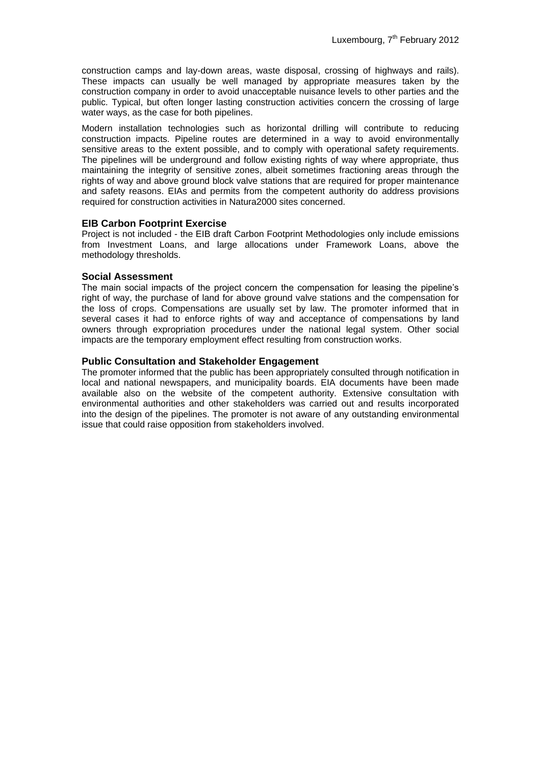construction camps and lay-down areas, waste disposal, crossing of highways and rails). These impacts can usually be well managed by appropriate measures taken by the construction company in order to avoid unacceptable nuisance levels to other parties and the public. Typical, but often longer lasting construction activities concern the crossing of large water ways, as the case for both pipelines.

Modern installation technologies such as horizontal drilling will contribute to reducing construction impacts. Pipeline routes are determined in a way to avoid environmentally sensitive areas to the extent possible, and to comply with operational safety requirements. The pipelines will be underground and follow existing rights of way where appropriate, thus maintaining the integrity of sensitive zones, albeit sometimes fractioning areas through the rights of way and above ground block valve stations that are required for proper maintenance and safety reasons. EIAs and permits from the competent authority do address provisions required for construction activities in Natura2000 sites concerned.

### EIB Carbon Footprint Exercise

Project is not included - the EIB draft Carbon Footprint Methodologies only include emissions from Investment Loans, and large allocations under Framework Loans, above the methodology thresholds.

### Social Assessment

The main social impacts of the project concern the compensation for leasing the pipeline's right of way, the purchase of land for above ground valve stations and the compensation for the loss of crops. Compensations are usually set by law. The promoter informed that in several cases it had to enforce rights of way and acceptance of compensations by land owners through expropriation procedures under the national legal system. Other social impacts are the temporary employment effect resulting from construction works.

### Public Consultation and Stakeholder Engagement

The promoter informed that the public has been appropriately consulted through notification in local and national newspapers, and municipality boards. EIA documents have been made available also on the website of the competent authority. Extensive consultation with environmental authorities and other stakeholders was carried out and results incorporated into the design of the pipelines. The promoter is not aware of any outstanding environmental issue that could raise opposition from stakeholders involved.